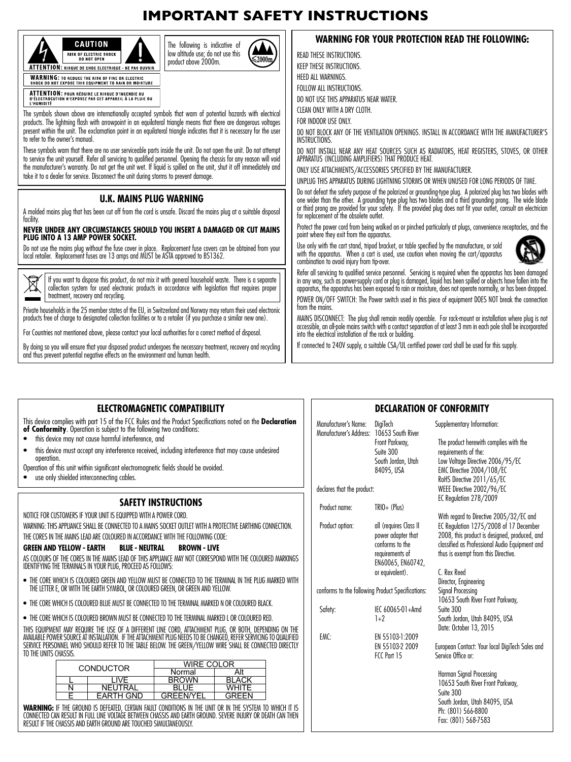# IMPORTANT SAFETY INSTRUCTIONS

**CAUTION**
RISK OF ELECTRIC SHOCK
DO NOT OPEN

**ATTENTION:** RISQUE DE CHOC ELECTRIQUE - NE PAS OUVRIR

**WARNING:** TO REDUCE THE RISK OF FIRE OR ELECTRIC SHOCK DO NOT EXPOSE THIS EQUIPMENT TO RAIN OR MOISTURE

**ATTENTION:** POUR RÉDUIRE LE RISQUE D'INCENDIE OU D'ÉLECTROCUTION N'EXPOSEZ PAS CET APPAREIL À LA PLUIE OU L'HUMIDITÉ

The following is indicative of low altitude use; do not use this product above 2000m.

≤2000m

The symbols shown above are internationally accepted symbols that warn of potential hazards with electrical products. The lightning flash with arrowpoint in an equilateral triangle means that there are dangerous voltages present within the unit. The exclamation point in an equilateral triangle indicates that it is necessary for the user to refer to the owner's manual.

These symbols warn that there are no user serviceable parts inside the unit. Do not open the unit. Do not attempt to service the unit yourself. Refer all servicing to qualified personnel. Opening the chassis for any reason will void the manufacturer's warranty. Do not get the unit wet. If liquid is spilled on the unit, shut it off immediately and take it to a dealer for service. Disconnect the unit during storms to prevent damage.

## U.K. MAINS PLUG WARNING

A molded mains plug that has been cut off from the cord is unsafe. Discard the mains plug at a suitable disposal facility.

**NEVER UNDER ANY CIRCUMSTANCES SHOULD YOU INSERT A DAMAGED OR CUT MAINS PLUG INTO A 13 AMP POWER SOCKET.**

Do not use the mains plug without the fuse cover in place. Replacement fuse covers can be obtained from your local retailer. Replacement fuses are 13 amps and MUST be ASTA approved to BS1362.

If you want to dispose this product, do not mix it with general household waste. There is a separate collection system for used electronic products in accordance with legislation that requires proper treatment, recovery and recycling.

Private households in the 25 member states of the EU, in Switzerland and Norway may return their used electronic products free of charge to designated collection facilities or to a retailer (if you purchase a similar new one).

For Countries not mentioned above, please contact your local authorities for a correct method of disposal.

By doing so you will ensure that your disposed product undergoes the necessary treatment, recovery and recycling and thus prevent potential negative effects on the environment and human health.

## WARNING FOR YOUR PROTECTION READ THE FOLLOWING:

READ THESE INSTRUCTIONS.

KEEP THESE INSTRUCTIONS.

HEED ALL WARNINGS.

FOLLOW ALL INSTRUCTIONS.

DO NOT USE THIS APPARATUS NEAR WATER.

CLEAN ONLY WITH A DRY CLOTH.

FOR INDOOR USE ONLY.

DO NOT BLOCK ANY OF THE VENTILATION OPENINGS. INSTALL IN ACCORDANCE WITH THE MANUFACTURER'S INSTRUCTIONS.

DO NOT INSTALL NEAR ANY HEAT SOURCES SUCH AS RADIATORS, HEAT REGISTERS, STOVES, OR OTHER APPARATUS (INCLUDING AMPLIFIERS) THAT PRODUCE HEAT.

ONLY USE ATTACHMENTS/ACCESSORIES SPECIFIED BY THE MANUFACTURER.

UNPLUG THIS APPARATUS DURING LIGHTNING STORMS OR WHEN UNUSED FOR LONG PERIODS OF TIME.

Do not defeat the safety purpose of the polarized or grounding-type plug. A polarized plug has two blades with one wider than the other. A grounding type plug has two blades and a third grounding prong. The wide blade or third prong are provided for your safety. If the provided plug does not fit your outlet, consult an electrician for replacement of the obsolete outlet.

Protect the power cord from being walked on or pinched particularly at plugs, convenience receptacles, and the point where they exit from the apparatus.

Use only with the cart stand, tripod bracket, or table specified by the manufacture, or sold with the apparatus. When a cart is used, use caution when moving the cart/apparatus combination to avoid injury from tip-over.

Refer all servicing to qualified service personnel. Servicing is required when the apparatus has been damaged in any way, such as power-supply cord or plug is damaged, liquid has been spilled or objects have fallen into the apparatus, the apparatus has been exposed to rain or moisture, does not operate normally, or has been dropped.

POWER ON/OFF SWITCH: The Power switch used in this piece of equipment DOES NOT break the connection from the mains.

MAINS DISCONNECT: The plug shall remain readily operable. For rack-mount or installation where plug is not accessible, an all-pole mains switch with a contact separation of at least 3 mm in each pole shall be incorporated into the electrical installation of the rack or building.

If connected to 240V supply, a suitable CSA/UL certified power cord shall be used for this supply.

## ELECTROMAGNETIC COMPATIBILITY

This device complies with part 15 of the FCC Rules and the Product Specifications noted on the **Declaration of Conformity**. Operation is subject to the following two conditions:

- this device may not cause harmful interference, and
- this device must accept any interference received, including interference that may cause undesired operation.

Operation of this unit within significant electromagnetic fields should be avoided.

- use only shielded interconnecting cables.

## SAFETY INSTRUCTIONS

NOTICE FOR CUSTOMERS IF YOUR UNIT IS EQUIPPED WITH A POWER CORD.

WARNING: THIS APPLIANCE SHALL BE CONNECTED TO A MAINS SOCKET OUTLET WITH A PROTECTIVE EARTHING CONNECTION.

THE CORES IN THE MAINS LEAD ARE COLOURED IN ACCORDANCE WITH THE FOLLOWING CODE:

**GREEN AND YELLOW - EARTH    BLUE - NEUTRAL    BROWN - LIVE**

AS COLOURS OF THE CORES IN THE MAINS LEAD OF THIS APPLIANCE MAY NOT CORRESPOND WITH THE COLOURED MARKINGS IDENTIFYING THE TERMINALS IN YOUR PLUG, PROCEED AS FOLLOWS:

- THE CORE WHICH IS COLOURED GREEN AND YELLOW MUST BE CONNECTED TO THE TERMINAL IN THE PLUG MARKED WITH THE LETTER E, OR WITH THE EARTH SYMBOL, OR COLOURED GREEN, OR GREEN AND YELLOW.
- THE CORE WHICH IS COLOURED BLUE MUST BE CONNECTED TO THE TERMINAL MARKED N OR COLOURED BLACK.
- THE CORE WHICH IS COLOURED BROWN MUST BE CONNECTED TO THE TERMINAL MARKED L OR COLOURED RED.

THIS EQUIPMENT MAY REQUIRE THE USE OF A DIFFERENT LINE CORD, ATTACHMENT PLUG, OR BOTH, DEPENDING ON THE AVAILABLE POWER SOURCE AT INSTALLATION. IF THE ATTACHMENT PLUG NEEDS TO BE CHANGED, REFER SERVICING TO QUALIFIED SERVICE PERSONNEL WHO SHOULD REFER TO THE TABLE BELOW. THE GREEN/YELLOW WIRE SHALL BE CONNECTED DIRECTLY TO THE UNITS CHASSIS.

| CONDUCTOR | | WIRE COLOR | |
|---|---|---|---|
| | | Normal | Alt |
| L | LIVE | BROWN | BLACK |
| N | NEUTRAL | BLUE | WHITE |
| E | EARTH GND | GREEN/YEL | GREEN |

**WARNING:** IF THE GROUND IS DEFEATED, CERTAIN FAULT CONDITIONS IN THE UNIT OR IN THE SYSTEM TO WHICH IT IS CONNECTED CAN RESULT IN FULL LINE VOLTAGE BETWEEN CHASSIS AND EARTH GROUND. SEVERE INJURY OR DEATH CAN THEN RESULT IF THE CHASSIS AND EARTH GROUND ARE TOUCHED SIMULTANEOUSLY.

## DECLARATION OF CONFORMITY

Manufacturer's Name: DigiTech

Manufacturer's Address: 10653 South River Front Parkway, Suite 300, South Jordan, Utah 84095, USA

declares that the product:

Product name: TRIO+ (Plus)

Product option: all (requires Class II power adapter that conforms to the requirements of EN60065, EN60742, or equivalent).

conforms to the following Product Specifications:

Safety: IEC 60065-01+Amd 1+2

EMC: EN 55103-1:2009, EN 55103-2 2009, FCC Part 15

Supplementary Information:

The product herewith complies with the requirements of the:
Low Voltage Directive 2006/95/EC
EMC Directive 2004/108/EC
RoHS Directive 2011/65/EC
WEEE Directive 2002/96/EC
EC Regulation 278/2009

With regard to Directive 2005/32/EC and EC Regulation 1275/2008 of 17 December 2008, this product is designed, produced, and classified as Professional Audio Equipment and thus is exempt from this Directive.

C. Rex Reed
Director, Engineering
Signal Processing
10653 South River Front Parkway,
Suite 300
South Jordan, Utah 84095, USA
Date: October 13, 2015

European Contact: Your local DigiTech Sales and Service Office or:

Harman Signal Processing
10653 South River Front Parkway,
Suite 300
South Jordan, Utah 84095, USA
Ph: (801) 566-8800
Fax: (801) 568-7583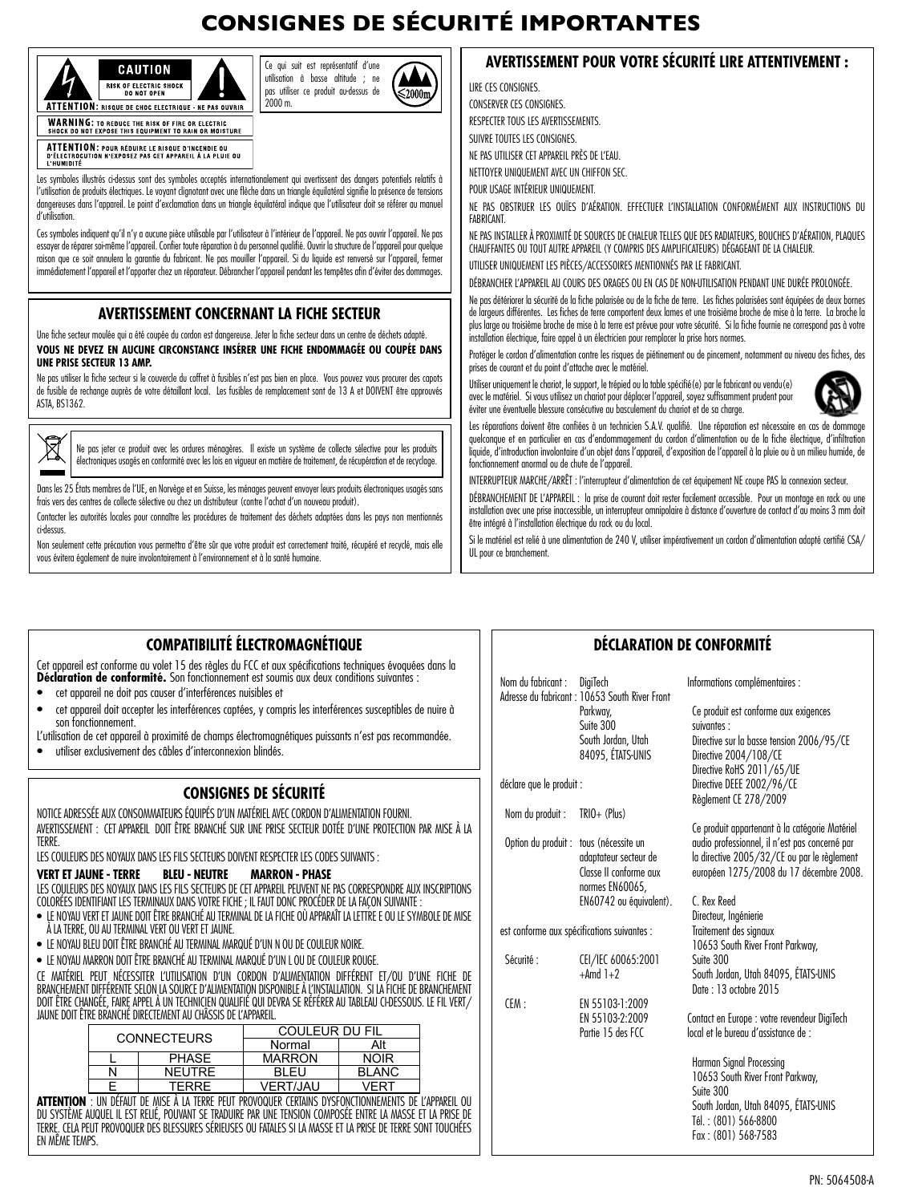# CONSIGNES DE SÉCURITÉ IMPORTANTES

CAUTION
RISK OF ELECTRIC SHOCK
DO NOT OPEN

ATTENTION: RISQUE DE CHOC ELECTRIQUE - NE PAS OUVRIR

WARNING: TO REDUCE THE RISK OF FIRE OR ELECTRIC SHOCK DO NOT EXPOSE THIS EQUIPMENT TO RAIN OR MOISTURE

ATTENTION: POUR RÉDUIRE LE RISQUE D'INCENDIE OU D'ÉLECTROCUTION N'EXPOSEZ PAS CET APPAREIL À LA PLUIE OU L'HUMIDITÉ

Ce qui suit est représentatif d'une utilisation à basse altitude ; ne pas utiliser ce produit au-dessus de 2000 m.

≤2000m

Les symboles illustrés ci-dessus sont des symboles acceptés internationalement qui avertissent des dangers potentiels relatifs à l'utilisation de produits électriques. Le voyant clignotant avec une flèche dans un triangle équilatéral signifie la présence de tensions dangereuses dans l'appareil. Le point d'exclamation dans un triangle équilatéral indique que l'utilisateur doit se référer au manuel d'utilisation.

Ces symboles indiquent qu'il n'y a aucune pièce utilisable par l'utilisateur à l'intérieur de l'appareil. Ne pas ouvrir l'appareil. Ne pas essayer de réparer soi-même l'appareil. Confier toute réparation à du personnel qualifié. Ouvrir la structure de l'appareil pour quelque raison que ce soit annulera la garantie du fabricant. Ne pas mouiller l'appareil. Si du liquide est renversé sur l'appareil, fermer immédiatement l'appareil et l'apporter chez un réparateur. Débrancher l'appareil pendant les tempêtes afin d'éviter des dommages.

## AVERTISSEMENT CONCERNANT LA FICHE SECTEUR

Une fiche secteur moulée qui a été coupée du cordon est dangereuse. Jeter la fiche secteur dans un centre de déchets adapté.

**VOUS NE DEVEZ EN AUCUNE CIRCONSTANCE INSÉRER UNE FICHE ENDOMMAGÉE OU COUPÉE DANS UNE PRISE SECTEUR 13 AMP.**

Ne pas utiliser la fiche secteur si le couvercle du coffret à fusibles n'est pas bien en place. Vous pouvez vous procurer des capots de fusible de rechange auprès de votre détaillant local. Les fusibles de remplacement sont de 13 A et DOIVENT être approuvés ASTA, BS1362.

Ne pas jeter ce produit avec les ordures ménagères. Il existe un système de collecte sélective pour les produits électroniques usagés en conformité avec les lois en vigueur en matière de traitement, de récupération et de recyclage.

Dans les 25 États membres de l'UE, en Norvège et en Suisse, les ménages peuvent envoyer leurs produits électroniques usagés sans frais vers des centres de collecte sélective ou chez un distributeur (contre l'achat d'un nouveau produit).

Contacter les autorités locales pour connaître les procédures de traitement des déchets adaptées dans les pays non mentionnés ci-dessus.

Non seulement cette précaution vous permettra d'être sûr que votre produit est correctement traité, récupéré et recyclé, mais elle vous évitera également de nuire involontairement à l'environnement et à la santé humaine.

## AVERTISSEMENT POUR VOTRE SÉCURITÉ LIRE ATTENTIVEMENT :

LIRE CES CONSIGNES.

CONSERVER CES CONSIGNES.

RESPECTER TOUS LES AVERTISSEMENTS.

SUIVRE TOUTES LES CONSIGNES.

NE PAS UTILISER CET APPAREIL PRÈS DE L'EAU.

NETTOYER UNIQUEMENT AVEC UN CHIFFON SEC.

POUR USAGE INTÉRIEUR UNIQUEMENT.

NE PAS OBSTRUER LES OUÏES D'AÉRATION. EFFECTUER L'INSTALLATION CONFORMÉMENT AUX INSTRUCTIONS DU FABRICANT.

NE PAS INSTALLER À PROXIMITÉ DE SOURCES DE CHALEUR TELLES QUE DES RADIATEURS, BOUCHES D'AÉRATION, PLAQUES CHAUFFANTES OU TOUT AUTRE APPAREIL (Y COMPRIS DES AMPLIFICATEURS) DÉGAGEANT DE LA CHALEUR.

UTILISER UNIQUEMENT LES PIÈCES/ACCESSOIRES MENTIONNÉS PAR LE FABRICANT.

DÉBRANCHER L'APPAREIL AU COURS DES ORAGES OU EN CAS DE NON-UTILISATION PENDANT UNE DURÉE PROLONGÉE.

Ne pas détériorer la sécurité de la fiche polarisée ou de la fiche de terre. Les fiches polarisées sont équipées de deux bornes de largeurs différentes. Les fiches de terre comportent deux lames et une troisième broche de mise à la terre. La broche la plus large ou troisième broche de mise à la terre est prévue pour votre sécurité. Si la fiche fournie ne correspond pas à votre installation électrique, faire appel à un électricien pour remplacer la prise hors normes.

Protéger le cordon d'alimentation contre les risques de piétinement ou de pincement, notamment au niveau des fiches, des prises de courant et du point d'attache avec le matériel.

Utiliser uniquement le chariot, le support, le trépied ou la table spécifié(e) par le fabricant ou vendu(e) avec le matériel. Si vous utilisez un chariot pour déplacer l'appareil, soyez suffisamment prudent pour éviter une éventuelle blessure consécutive au basculement du chariot et de sa charge.

Les réparations doivent être confiées à un technicien S.A.V. qualifié. Une réparation est nécessaire en cas de dommage quelconque et en particulier en cas d'endommagement du cordon d'alimentation ou de la fiche électrique, d'infiltration liquide, d'introduction involontaire d'un objet dans l'appareil, d'exposition de l'appareil à la pluie ou à un milieu humide, de fonctionnement anormal ou de chute de l'appareil.

INTERRUPTEUR MARCHE/ARRÊT : l'interrupteur d'alimentation de cet équipement NE coupe PAS la connexion secteur.

DÉBRANCHEMENT DE L'APPAREIL : la prise de courant doit rester facilement accessible. Pour un montage en rack ou une installation avec une prise inaccessible, un interrupteur omnipolaire à distance d'ouverture de contact d'au moins 3 mm doit être intégré à l'installation électrique du rack ou du local.

Si le matériel est relié à une alimentation de 240 V, utiliser impérativement un cordon d'alimentation adapté certifié CSA/UL pour ce branchement.

## COMPATIBILITÉ ÉLECTROMAGNÉTIQUE

Cet appareil est conforme au volet 15 des règles du FCC et aux spécifications techniques évoquées dans la **Déclaration de conformité.** Son fonctionnement est soumis aux deux conditions suivantes :

- cet appareil ne doit pas causer d'interférences nuisibles et
- cet appareil doit accepter les interférences captées, y compris les interférences susceptibles de nuire à son fonctionnement.

L'utilisation de cet appareil à proximité de champs électromagnétiques puissants n'est pas recommandée.

- utiliser exclusivement des câbles d'interconnexion blindés.

## CONSIGNES DE SÉCURITÉ

NOTICE ADRESSÉE AUX CONSOMMATEURS ÉQUIPÉS D'UN MATÉRIEL AVEC CORDON D'ALIMENTATION FOURNI.

AVERTISSEMENT : CET APPAREIL DOIT ÊTRE BRANCHÉ SUR UNE PRISE SECTEUR DOTÉE D'UNE PROTECTION PAR MISE À LA TERRE.

LES COULEURS DES NOYAUX DANS LES FILS SECTEURS DOIVENT RESPECTER LES CODES SUIVANTS :

**VERT ET JAUNE - TERRE BLEU - NEUTRE MARRON - PHASE**

LES COULEURS DES NOYAUX DANS LES FILS SECTEURS DE CET APPAREIL PEUVENT NE PAS CORRESPONDRE AUX INSCRIPTIONS COLORÉES IDENTIFIANT LES TERMINAUX DANS VOTRE FICHE ; IL FAUT DONC PROCÉDER DE LA FAÇON SUIVANTE :

- LE NOYAU VERT ET JAUNE DOIT ÊTRE BRANCHÉ AU TERMINAL DE LA FICHE OÙ APPARAÎT LA LETTRE E OU LE SYMBOLE DE MISE À LA TERRE, OU AU TERMINAL VERT OU VERT ET JAUNE.
- LE NOYAU BLEU DOIT ÊTRE BRANCHÉ AU TERMINAL MARQUÉ D'UN N OU DE COULEUR NOIRE.
- LE NOYAU MARRON DOIT ÊTRE BRANCHÉ AU TERMINAL MARQUÉ D'UN L OU DE COULEUR ROUGE.

CE MATÉRIEL PEUT NÉCESSITER L'UTILISATION D'UN CORDON D'ALIMENTATION DIFFÉRENT ET/OU D'UNE FICHE DE BRANCHEMENT DIFFÉRENTE SELON LA SOURCE D'ALIMENTATION DISPONIBLE À L'INSTALLATION. SI LA FICHE DE BRANCHEMENT DOIT ÊTRE CHANGÉE, FAIRE APPEL À UN TECHNICIEN QUALIFIÉ QUI DEVRA SE RÉFÉRER AU TABLEAU CI-DESSOUS. LE FIL VERT/JAUNE DOIT ÊTRE BRANCHÉ DIRECTEMENT AU CHÂSSIS DE L'APPAREIL.

| CONNECTEURS | | COULEUR DU FIL | |
|---|---|---|---|
| | | Normal | Alt |
| L | PHASE | MARRON | NOIR |
| N | NEUTRE | BLEU | BLANC |
| E | TERRE | VERT/JAU | VERT |

**ATTENTION** : UN DÉFAUT DE MISE À LA TERRE PEUT PROVOQUER CERTAINS DYSFONCTIONNEMENTS DE L'APPAREIL OU DU SYSTÈME AUQUEL IL EST RELIÉ, POUVANT SE TRADUIRE PAR UNE TENSION COMPOSÉE ENTRE LA MASSE ET LA PRISE DE TERRE. CELA PEUT PROVOQUER DES BLESSURES SÉRIEUSES OU FATALES SI LA MASSE ET LA PRISE DE TERRE SONT TOUCHÉES EN MÊME TEMPS.

## DÉCLARATION DE CONFORMITÉ

Nom du fabricant : DigiTech

Adresse du fabricant : 10653 South River Front Parkway, Suite 300, South Jordan, Utah 84095, ÉTATS-UNIS

déclare que le produit :

Nom du produit : TRIO+ (Plus)

Option du produit : tous (nécessite un adaptateur secteur de Classe II conforme aux normes EN60065, EN60742 ou équivalent).

est conforme aux spécifications suivantes :

Sécurité : CEI/IEC 60065:2001 +Amd 1+2

CEM : EN 55103-1:2009, EN 55103-2:2009, Partie 15 des FCC

Informations complémentaires :

Ce produit est conforme aux exigences suivantes :
Directive sur la basse tension 2006/95/CE
Directive 2004/108/CE
Directive RoHS 2011/65/UE
Directive DEEE 2002/96/CE
Règlement CE 278/2009

Ce produit appartenant à la catégorie Matériel audio professionnel, il n'est pas concerné par la directive 2005/32/CE ou par le règlement européen 1275/2008 du 17 décembre 2008.

C. Rex Reed
Directeur, Ingénierie
Traitement des signaux
10653 South River Front Parkway,
Suite 300
South Jordan, Utah 84095, ÉTATS-UNIS
Date : 13 octobre 2015

Contact en Europe : votre revendeur DigiTech local et le bureau d'assistance de :

Harman Signal Processing
10653 South River Front Parkway,
Suite 300
South Jordan, Utah 84095, ÉTATS-UNIS
Tél. : (801) 566-8800
Fax : (801) 568-7583

PN: 5064508-A